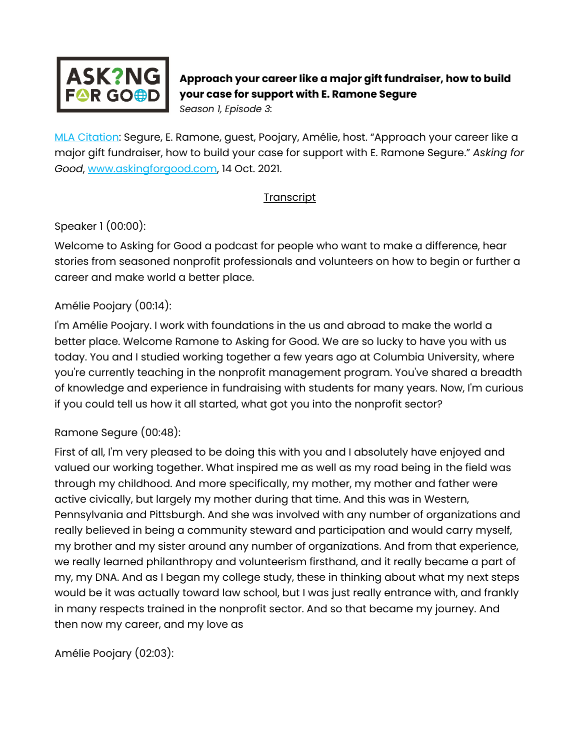**Approach your career like a major gift fundraiser, how to build your case for support with E. Ramone Segure**
*Season 1, Episode 3*:

[MLA Citation](#): Segure, E. Ramone, guest, Poojary, Amélie, host. "Approach your career like a major gift fundraiser, how to build your case for support with E. Ramone Segure." *Asking for Good*, [www.askingforgood.com](http://www.askingforgood.com), 14 Oct. 2021.

<u>Transcript</u>

Speaker 1 (00:00):

Welcome to Asking for Good a podcast for people who want to make a difference, hear stories from seasoned nonprofit professionals and volunteers on how to begin or further a career and make world a better place.

Amélie Poojary (00:14):

I'm Amélie Poojary. I work with foundations in the us and abroad to make the world a better place. Welcome Ramone to Asking for Good. We are so lucky to have you with us today. You and I studied working together a few years ago at Columbia University, where you're currently teaching in the nonprofit management program. You've shared a breadth of knowledge and experience in fundraising with students for many years. Now, I'm curious if you could tell us how it all started, what got you into the nonprofit sector?

Ramone Segure (00:48):

First of all, I'm very pleased to be doing this with you and I absolutely have enjoyed and valued our working together. What inspired me as well as my road being in the field was through my childhood. And more specifically, my mother, my mother and father were active civically, but largely my mother during that time. And this was in Western, Pennsylvania and Pittsburgh. And she was involved with any number of organizations and really believed in being a community steward and participation and would carry myself, my brother and my sister around any number of organizations. And from that experience, we really learned philanthropy and volunteerism firsthand, and it really became a part of my, my DNA. And as I began my college study, these in thinking about what my next steps would be it was actually toward law school, but I was just really entrance with, and frankly in many respects trained in the nonprofit sector. And so that became my journey. And then now my career, and my love as

Amélie Poojary (02:03):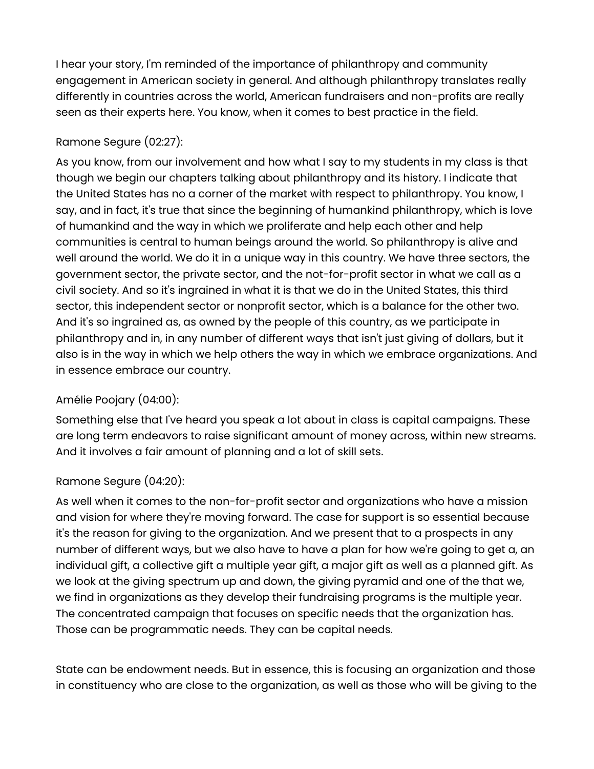I hear your story, I'm reminded of the importance of philanthropy and community engagement in American society in general. And although philanthropy translates really differently in countries across the world, American fundraisers and non-profits are really seen as their experts here. You know, when it comes to best practice in the field.

Ramone Segure (02:27):

As you know, from our involvement and how what I say to my students in my class is that though we begin our chapters talking about philanthropy and its history. I indicate that the United States has no a corner of the market with respect to philanthropy. You know, I say, and in fact, it's true that since the beginning of humankind philanthropy, which is love of humankind and the way in which we proliferate and help each other and help communities is central to human beings around the world. So philanthropy is alive and well around the world. We do it in a unique way in this country. We have three sectors, the government sector, the private sector, and the not-for-profit sector in what we call as a civil society. And so it's ingrained in what it is that we do in the United States, this third sector, this independent sector or nonprofit sector, which is a balance for the other two. And it's so ingrained as, as owned by the people of this country, as we participate in philanthropy and in, in any number of different ways that isn't just giving of dollars, but it also is in the way in which we help others the way in which we embrace organizations. And in essence embrace our country.

Amélie Poojary (04:00):

Something else that I've heard you speak a lot about in class is capital campaigns. These are long term endeavors to raise significant amount of money across, within new streams. And it involves a fair amount of planning and a lot of skill sets.

Ramone Segure (04:20):

As well when it comes to the non-for-profit sector and organizations who have a mission and vision for where they're moving forward. The case for support is so essential because it's the reason for giving to the organization. And we present that to a prospects in any number of different ways, but we also have to have a plan for how we're going to get a, an individual gift, a collective gift a multiple year gift, a major gift as well as a planned gift. As we look at the giving spectrum up and down, the giving pyramid and one of the that we, we find in organizations as they develop their fundraising programs is the multiple year. The concentrated campaign that focuses on specific needs that the organization has. Those can be programmatic needs. They can be capital needs.

State can be endowment needs. But in essence, this is focusing an organization and those in constituency who are close to the organization, as well as those who will be giving to the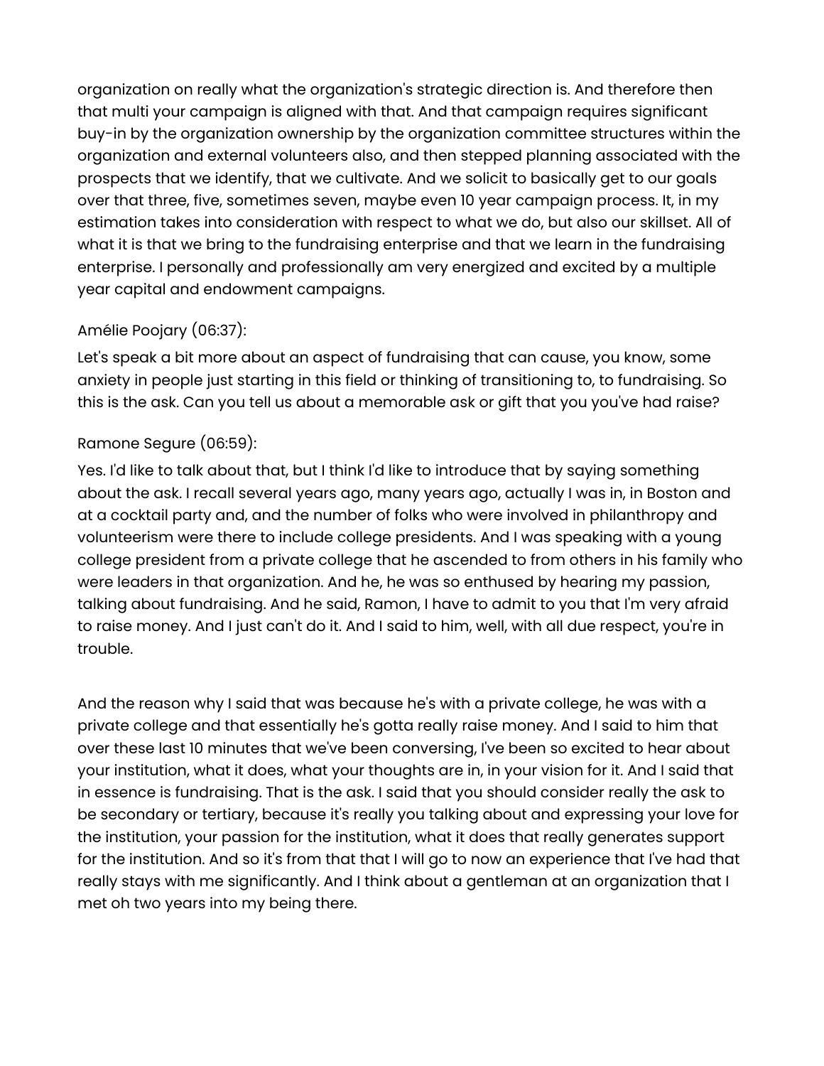organization on really what the organization's strategic direction is. And therefore then that multi your campaign is aligned with that. And that campaign requires significant buy-in by the organization ownership by the organization committee structures within the organization and external volunteers also, and then stepped planning associated with the prospects that we identify, that we cultivate. And we solicit to basically get to our goals over that three, five, sometimes seven, maybe even 10 year campaign process. It, in my estimation takes into consideration with respect to what we do, but also our skillset. All of what it is that we bring to the fundraising enterprise and that we learn in the fundraising enterprise. I personally and professionally am very energized and excited by a multiple year capital and endowment campaigns.

Amélie Poojary (06:37):

Let's speak a bit more about an aspect of fundraising that can cause, you know, some anxiety in people just starting in this field or thinking of transitioning to, to fundraising. So this is the ask. Can you tell us about a memorable ask or gift that you you've had raise?

Ramone Segure (06:59):

Yes. I'd like to talk about that, but I think I'd like to introduce that by saying something about the ask. I recall several years ago, many years ago, actually I was in, in Boston and at a cocktail party and, and the number of folks who were involved in philanthropy and volunteerism were there to include college presidents. And I was speaking with a young college president from a private college that he ascended to from others in his family who were leaders in that organization. And he, he was so enthused by hearing my passion, talking about fundraising. And he said, Ramon, I have to admit to you that I'm very afraid to raise money. And I just can't do it. And I said to him, well, with all due respect, you're in trouble.

And the reason why I said that was because he's with a private college, he was with a private college and that essentially he's gotta really raise money. And I said to him that over these last 10 minutes that we've been conversing, I've been so excited to hear about your institution, what it does, what your thoughts are in, in your vision for it. And I said that in essence is fundraising. That is the ask. I said that you should consider really the ask to be secondary or tertiary, because it's really you talking about and expressing your love for the institution, your passion for the institution, what it does that really generates support for the institution. And so it's from that that I will go to now an experience that I've had that really stays with me significantly. And I think about a gentleman at an organization that I met oh two years into my being there.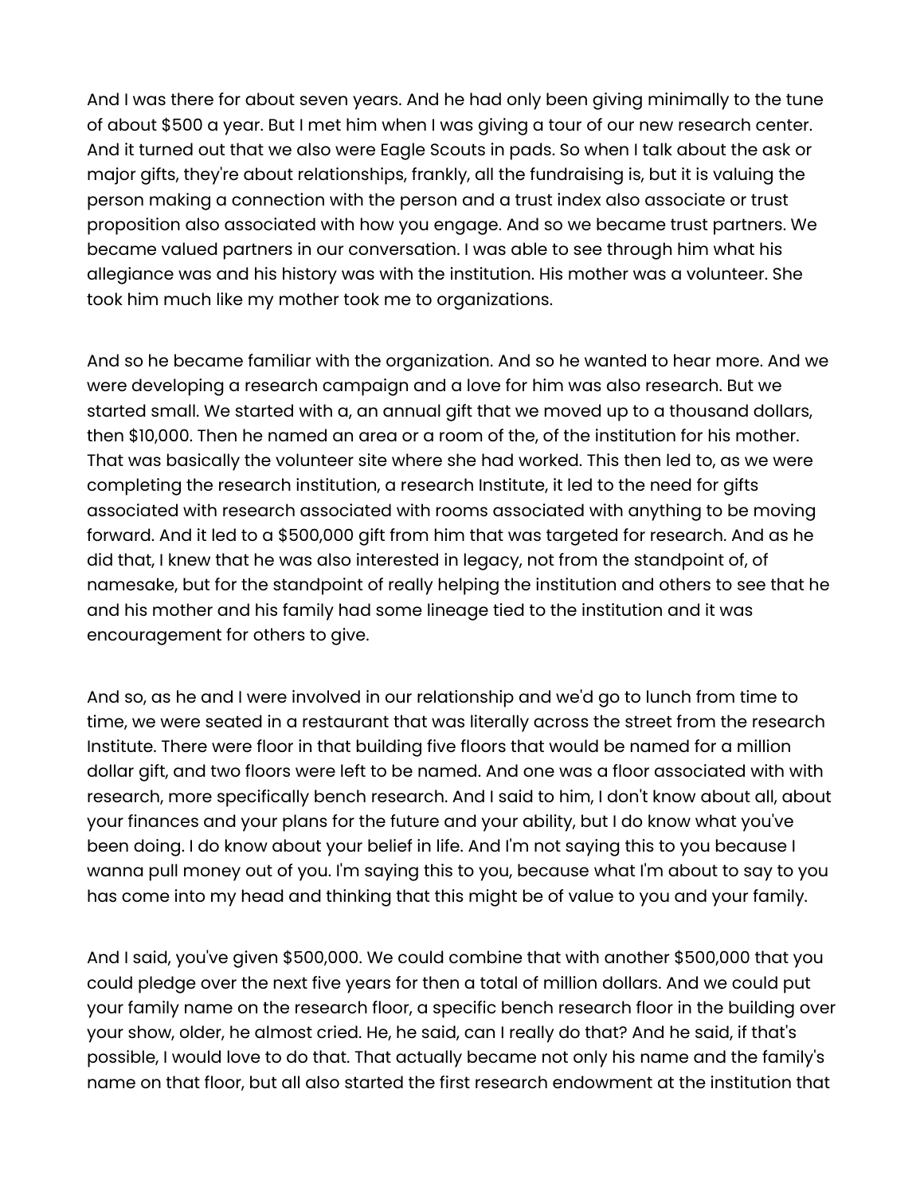And I was there for about seven years. And he had only been giving minimally to the tune of about $500 a year. But I met him when I was giving a tour of our new research center. And it turned out that we also were Eagle Scouts in pads. So when I talk about the ask or major gifts, they're about relationships, frankly, all the fundraising is, but it is valuing the person making a connection with the person and a trust index also associate or trust proposition also associated with how you engage. And so we became trust partners. We became valued partners in our conversation. I was able to see through him what his allegiance was and his history was with the institution. His mother was a volunteer. She took him much like my mother took me to organizations.

And so he became familiar with the organization. And so he wanted to hear more. And we were developing a research campaign and a love for him was also research. But we started small. We started with a, an annual gift that we moved up to a thousand dollars, then $10,000. Then he named an area or a room of the, of the institution for his mother. That was basically the volunteer site where she had worked. This then led to, as we were completing the research institution, a research Institute, it led to the need for gifts associated with research associated with rooms associated with anything to be moving forward. And it led to a $500,000 gift from him that was targeted for research. And as he did that, I knew that he was also interested in legacy, not from the standpoint of, of namesake, but for the standpoint of really helping the institution and others to see that he and his mother and his family had some lineage tied to the institution and it was encouragement for others to give.

And so, as he and I were involved in our relationship and we'd go to lunch from time to time, we were seated in a restaurant that was literally across the street from the research Institute. There were floor in that building five floors that would be named for a million dollar gift, and two floors were left to be named. And one was a floor associated with with research, more specifically bench research. And I said to him, I don't know about all, about your finances and your plans for the future and your ability, but I do know what you've been doing. I do know about your belief in life. And I'm not saying this to you because I wanna pull money out of you. I'm saying this to you, because what I'm about to say to you has come into my head and thinking that this might be of value to you and your family.

And I said, you've given $500,000. We could combine that with another $500,000 that you could pledge over the next five years for then a total of million dollars. And we could put your family name on the research floor, a specific bench research floor in the building over your show, older, he almost cried. He, he said, can I really do that? And he said, if that's possible, I would love to do that. That actually became not only his name and the family's name on that floor, but all also started the first research endowment at the institution that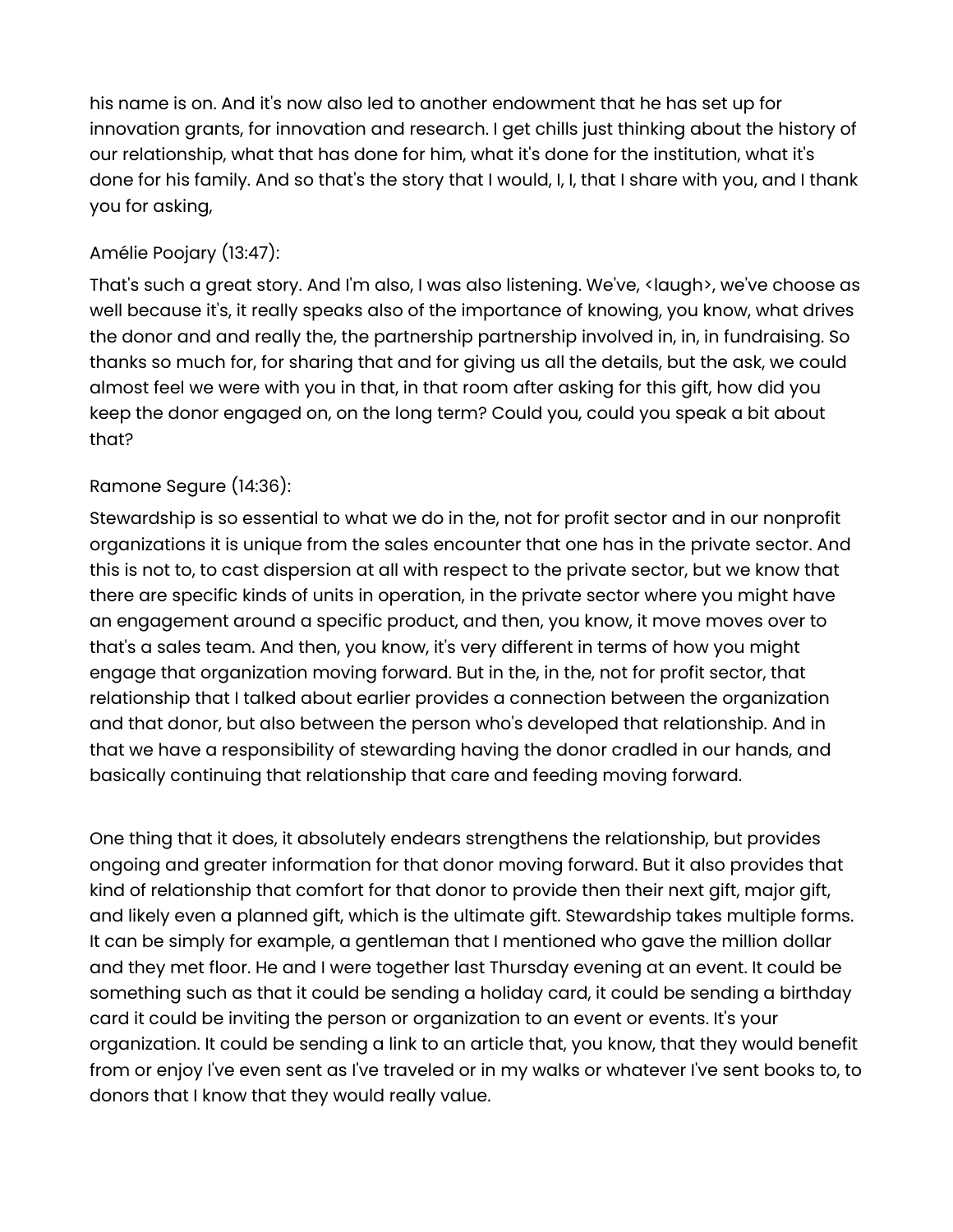his name is on. And it's now also led to another endowment that he has set up for innovation grants, for innovation and research. I get chills just thinking about the history of our relationship, what that has done for him, what it's done for the institution, what it's done for his family. And so that's the story that I would, I, I, that I share with you, and I thank you for asking,

Amélie Poojary (13:47):

That's such a great story. And I'm also, I was also listening. We've, <laugh>, we've choose as well because it's, it really speaks also of the importance of knowing, you know, what drives the donor and and really the, the partnership partnership involved in, in, in fundraising. So thanks so much for, for sharing that and for giving us all the details, but the ask, we could almost feel we were with you in that, in that room after asking for this gift, how did you keep the donor engaged on, on the long term? Could you, could you speak a bit about that?

Ramone Segure (14:36):

Stewardship is so essential to what we do in the, not for profit sector and in our nonprofit organizations it is unique from the sales encounter that one has in the private sector. And this is not to, to cast dispersion at all with respect to the private sector, but we know that there are specific kinds of units in operation, in the private sector where you might have an engagement around a specific product, and then, you know, it move moves over to that's a sales team. And then, you know, it's very different in terms of how you might engage that organization moving forward. But in the, in the, not for profit sector, that relationship that I talked about earlier provides a connection between the organization and that donor, but also between the person who's developed that relationship. And in that we have a responsibility of stewarding having the donor cradled in our hands, and basically continuing that relationship that care and feeding moving forward.

One thing that it does, it absolutely endears strengthens the relationship, but provides ongoing and greater information for that donor moving forward. But it also provides that kind of relationship that comfort for that donor to provide then their next gift, major gift, and likely even a planned gift, which is the ultimate gift. Stewardship takes multiple forms. It can be simply for example, a gentleman that I mentioned who gave the million dollar and they met floor. He and I were together last Thursday evening at an event. It could be something such as that it could be sending a holiday card, it could be sending a birthday card it could be inviting the person or organization to an event or events. It's your organization. It could be sending a link to an article that, you know, that they would benefit from or enjoy I've even sent as I've traveled or in my walks or whatever I've sent books to, to donors that I know that they would really value.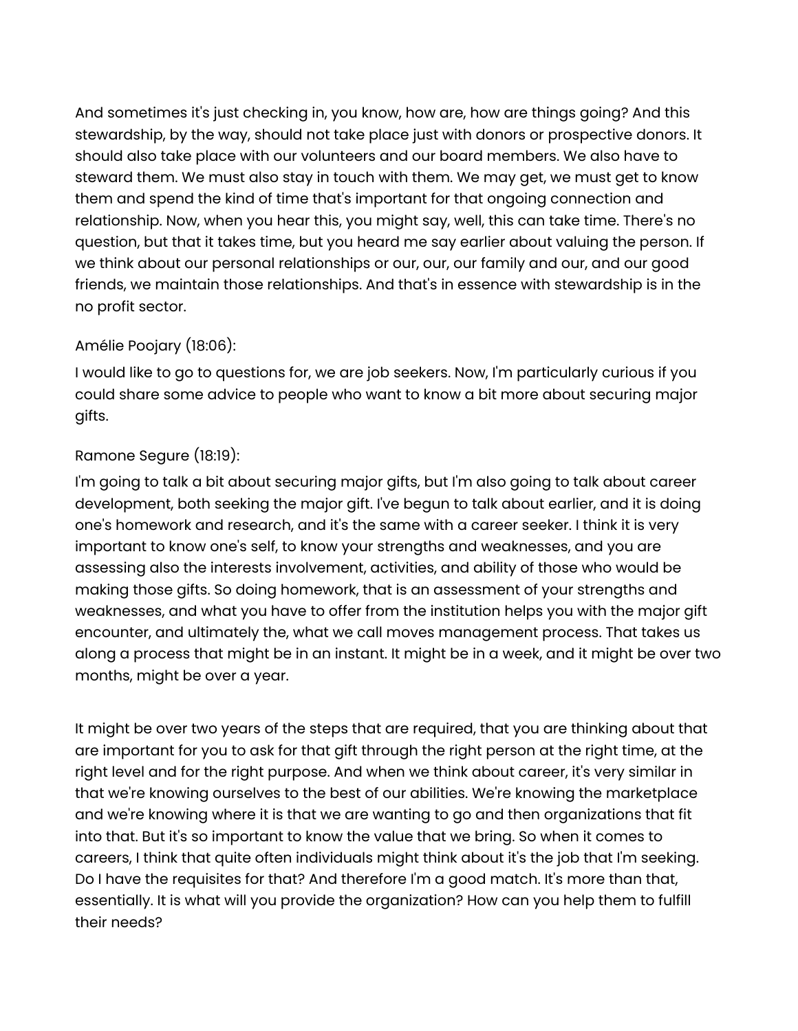And sometimes it's just checking in, you know, how are, how are things going? And this stewardship, by the way, should not take place just with donors or prospective donors. It should also take place with our volunteers and our board members. We also have to steward them. We must also stay in touch with them. We may get, we must get to know them and spend the kind of time that's important for that ongoing connection and relationship. Now, when you hear this, you might say, well, this can take time. There's no question, but that it takes time, but you heard me say earlier about valuing the person. If we think about our personal relationships or our, our, our family and our, and our good friends, we maintain those relationships. And that's in essence with stewardship is in the no profit sector.

Amélie Poojary (18:06):

I would like to go to questions for, we are job seekers. Now, I'm particularly curious if you could share some advice to people who want to know a bit more about securing major gifts.

Ramone Segure (18:19):

I'm going to talk a bit about securing major gifts, but I'm also going to talk about career development, both seeking the major gift. I've begun to talk about earlier, and it is doing one's homework and research, and it's the same with a career seeker. I think it is very important to know one's self, to know your strengths and weaknesses, and you are assessing also the interests involvement, activities, and ability of those who would be making those gifts. So doing homework, that is an assessment of your strengths and weaknesses, and what you have to offer from the institution helps you with the major gift encounter, and ultimately the, what we call moves management process. That takes us along a process that might be in an instant. It might be in a week, and it might be over two months, might be over a year.

It might be over two years of the steps that are required, that you are thinking about that are important for you to ask for that gift through the right person at the right time, at the right level and for the right purpose. And when we think about career, it's very similar in that we're knowing ourselves to the best of our abilities. We're knowing the marketplace and we're knowing where it is that we are wanting to go and then organizations that fit into that. But it's so important to know the value that we bring. So when it comes to careers, I think that quite often individuals might think about it's the job that I'm seeking. Do I have the requisites for that? And therefore I'm a good match. It's more than that, essentially. It is what will you provide the organization? How can you help them to fulfill their needs?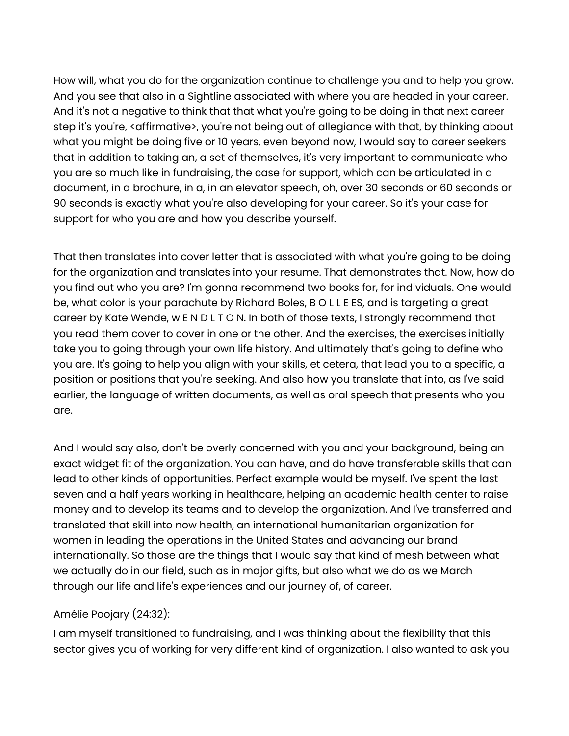How will, what you do for the organization continue to challenge you and to help you grow. And you see that also in a Sightline associated with where you are headed in your career. And it's not a negative to think that that what you're going to be doing in that next career step it's you're, <affirmative>, you're not being out of allegiance with that, by thinking about what you might be doing five or 10 years, even beyond now, I would say to career seekers that in addition to taking an, a set of themselves, it's very important to communicate who you are so much like in fundraising, the case for support, which can be articulated in a document, in a brochure, in a, in an elevator speech, oh, over 30 seconds or 60 seconds or 90 seconds is exactly what you're also developing for your career. So it's your case for support for who you are and how you describe yourself.

That then translates into cover letter that is associated with what you're going to be doing for the organization and translates into your resume. That demonstrates that. Now, how do you find out who you are? I'm gonna recommend two books for, for individuals. One would be, what color is your parachute by Richard Boles, B O L L E ES, and is targeting a great career by Kate Wende, w E N D L T O N. In both of those texts, I strongly recommend that you read them cover to cover in one or the other. And the exercises, the exercises initially take you to going through your own life history. And ultimately that's going to define who you are. It's going to help you align with your skills, et cetera, that lead you to a specific, a position or positions that you're seeking. And also how you translate that into, as I've said earlier, the language of written documents, as well as oral speech that presents who you are.

And I would say also, don't be overly concerned with you and your background, being an exact widget fit of the organization. You can have, and do have transferable skills that can lead to other kinds of opportunities. Perfect example would be myself. I've spent the last seven and a half years working in healthcare, helping an academic health center to raise money and to develop its teams and to develop the organization. And I've transferred and translated that skill into now health, an international humanitarian organization for women in leading the operations in the United States and advancing our brand internationally. So those are the things that I would say that kind of mesh between what we actually do in our field, such as in major gifts, but also what we do as we March through our life and life's experiences and our journey of, of career.

Amélie Poojary (24:32):

I am myself transitioned to fundraising, and I was thinking about the flexibility that this sector gives you of working for very different kind of organization. I also wanted to ask you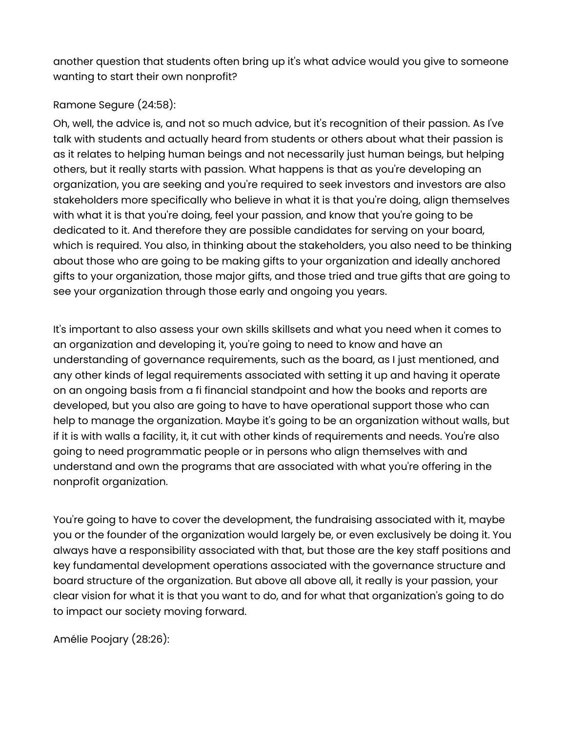another question that students often bring up it's what advice would you give to someone wanting to start their own nonprofit?

Ramone Segure (24:58):

Oh, well, the advice is, and not so much advice, but it's recognition of their passion. As I've talk with students and actually heard from students or others about what their passion is as it relates to helping human beings and not necessarily just human beings, but helping others, but it really starts with passion. What happens is that as you're developing an organization, you are seeking and you're required to seek investors and investors are also stakeholders more specifically who believe in what it is that you're doing, align themselves with what it is that you're doing, feel your passion, and know that you're going to be dedicated to it. And therefore they are possible candidates for serving on your board, which is required. You also, in thinking about the stakeholders, you also need to be thinking about those who are going to be making gifts to your organization and ideally anchored gifts to your organization, those major gifts, and those tried and true gifts that are going to see your organization through those early and ongoing you years.

It's important to also assess your own skills skillsets and what you need when it comes to an organization and developing it, you're going to need to know and have an understanding of governance requirements, such as the board, as I just mentioned, and any other kinds of legal requirements associated with setting it up and having it operate on an ongoing basis from a fi financial standpoint and how the books and reports are developed, but you also are going to have to have operational support those who can help to manage the organization. Maybe it's going to be an organization without walls, but if it is with walls a facility, it, it cut with other kinds of requirements and needs. You're also going to need programmatic people or in persons who align themselves with and understand and own the programs that are associated with what you're offering in the nonprofit organization.

You're going to have to cover the development, the fundraising associated with it, maybe you or the founder of the organization would largely be, or even exclusively be doing it. You always have a responsibility associated with that, but those are the key staff positions and key fundamental development operations associated with the governance structure and board structure of the organization. But above all above all, it really is your passion, your clear vision for what it is that you want to do, and for what that organization's going to do to impact our society moving forward.

Amélie Poojary (28:26):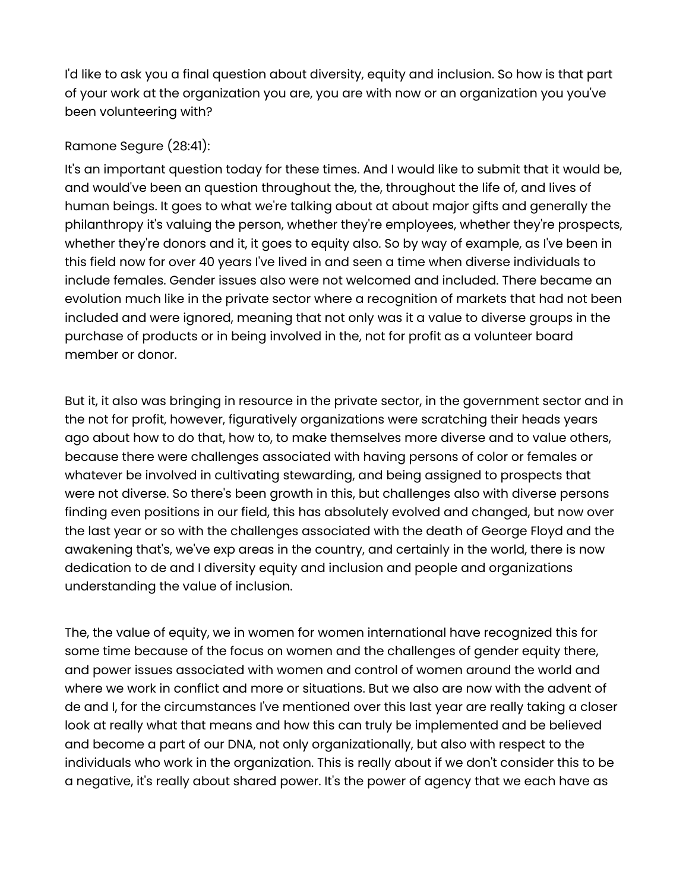I'd like to ask you a final question about diversity, equity and inclusion. So how is that part of your work at the organization you are, you are with now or an organization you you've been volunteering with?

Ramone Segure (28:41):

It's an important question today for these times. And I would like to submit that it would be, and would've been an question throughout the, the, throughout the life of, and lives of human beings. It goes to what we're talking about at about major gifts and generally the philanthropy it's valuing the person, whether they're employees, whether they're prospects, whether they're donors and it, it goes to equity also. So by way of example, as I've been in this field now for over 40 years I've lived in and seen a time when diverse individuals to include females. Gender issues also were not welcomed and included. There became an evolution much like in the private sector where a recognition of markets that had not been included and were ignored, meaning that not only was it a value to diverse groups in the purchase of products or in being involved in the, not for profit as a volunteer board member or donor.

But it, it also was bringing in resource in the private sector, in the government sector and in the not for profit, however, figuratively organizations were scratching their heads years ago about how to do that, how to, to make themselves more diverse and to value others, because there were challenges associated with having persons of color or females or whatever be involved in cultivating stewarding, and being assigned to prospects that were not diverse. So there's been growth in this, but challenges also with diverse persons finding even positions in our field, this has absolutely evolved and changed, but now over the last year or so with the challenges associated with the death of George Floyd and the awakening that's, we've exp areas in the country, and certainly in the world, there is now dedication to de and I diversity equity and inclusion and people and organizations understanding the value of inclusion.

The, the value of equity, we in women for women international have recognized this for some time because of the focus on women and the challenges of gender equity there, and power issues associated with women and control of women around the world and where we work in conflict and more or situations. But we also are now with the advent of de and I, for the circumstances I've mentioned over this last year are really taking a closer look at really what that means and how this can truly be implemented and be believed and become a part of our DNA, not only organizationally, but also with respect to the individuals who work in the organization. This is really about if we don't consider this to be a negative, it's really about shared power. It's the power of agency that we each have as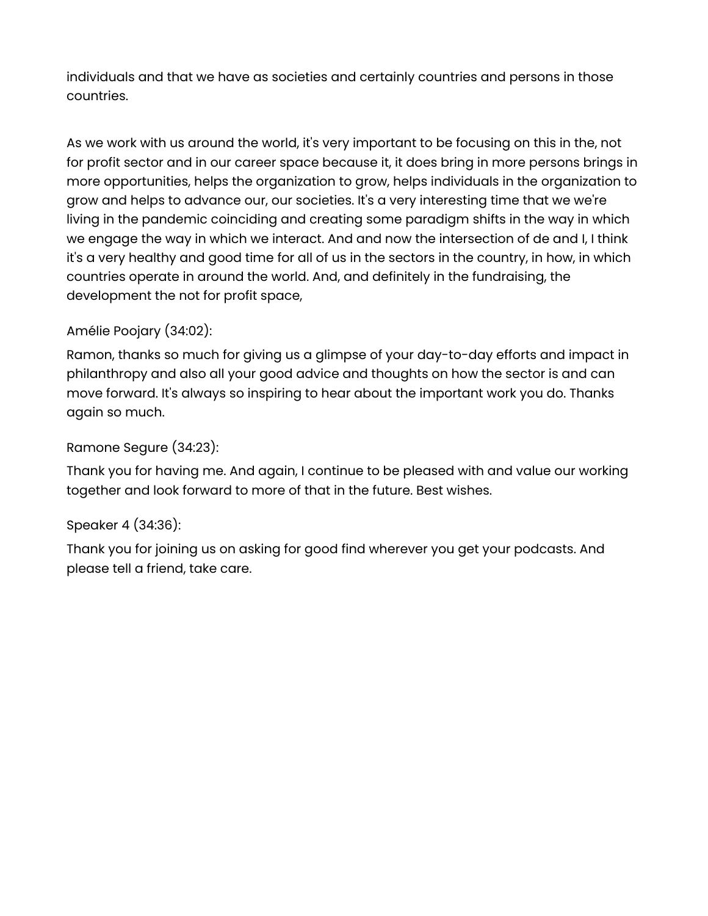individuals and that we have as societies and certainly countries and persons in those countries.

As we work with us around the world, it's very important to be focusing on this in the, not for profit sector and in our career space because it, it does bring in more persons brings in more opportunities, helps the organization to grow, helps individuals in the organization to grow and helps to advance our, our societies. It's a very interesting time that we we're living in the pandemic coinciding and creating some paradigm shifts in the way in which we engage the way in which we interact. And and now the intersection of de and I, I think it's a very healthy and good time for all of us in the sectors in the country, in how, in which countries operate in around the world. And, and definitely in the fundraising, the development the not for profit space,

Amélie Poojary (34:02):

Ramon, thanks so much for giving us a glimpse of your day-to-day efforts and impact in philanthropy and also all your good advice and thoughts on how the sector is and can move forward. It's always so inspiring to hear about the important work you do. Thanks again so much.

Ramone Segure (34:23):

Thank you for having me. And again, I continue to be pleased with and value our working together and look forward to more of that in the future. Best wishes.

Speaker 4 (34:36):

Thank you for joining us on asking for good find wherever you get your podcasts. And please tell a friend, take care.